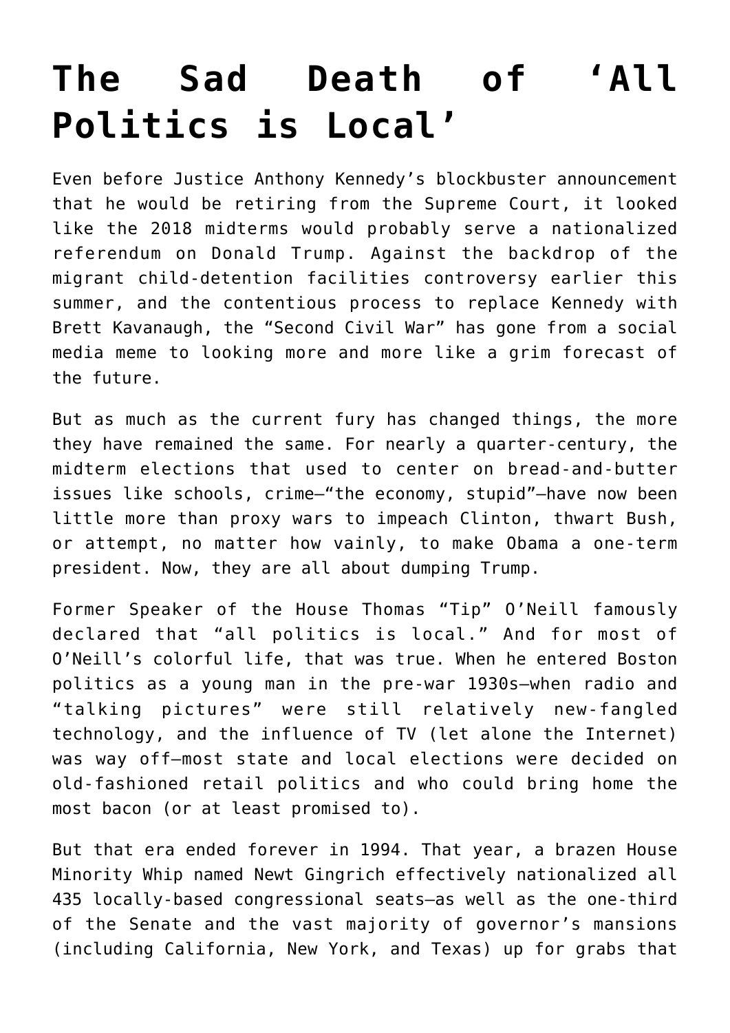# The Sad Death of 'All Politics is Local'

Even before Justice Anthony Kennedy's blockbuster announcement that he would be retiring from the Supreme Court, it looked like the 2018 midterms would probably serve a nationalized referendum on Donald Trump. Against the backdrop of the migrant child-detention facilities controversy earlier this summer, and the contentious process to replace Kennedy with Brett Kavanaugh, the "Second Civil War" has gone from a social media meme to looking more and more like a grim forecast of the future.

But as much as the current fury has changed things, the more they have remained the same. For nearly a quarter-century, the midterm elections that used to center on bread-and-butter issues like schools, crime—"the economy, stupid"—have now been little more than proxy wars to impeach Clinton, thwart Bush, or attempt, no matter how vainly, to make Obama a one-term president. Now, they are all about dumping Trump.

Former Speaker of the House Thomas "Tip" O'Neill famously declared that "all politics is local." And for most of O'Neill's colorful life, that was true. When he entered Boston politics as a young man in the pre-war 1930s—when radio and "talking pictures" were still relatively new-fangled technology, and the influence of TV (let alone the Internet) was way off—most state and local elections were decided on old-fashioned retail politics and who could bring home the most bacon (or at least promised to).

But that era ended forever in 1994. That year, a brazen House Minority Whip named Newt Gingrich effectively nationalized all 435 locally-based congressional seats—as well as the one-third of the Senate and the vast majority of governor's mansions (including California, New York, and Texas) up for grabs that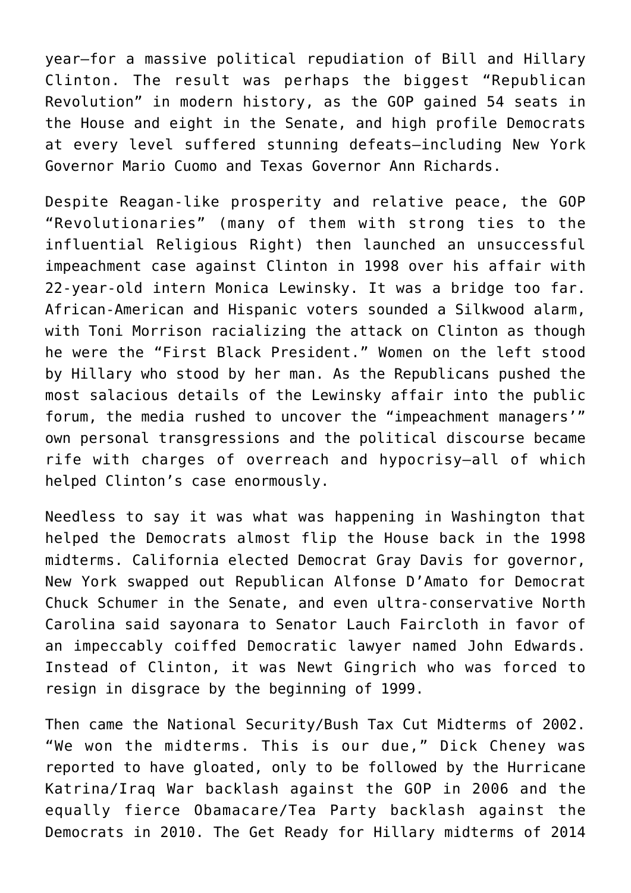year—for a massive political repudiation of Bill and Hillary Clinton. The result was perhaps the biggest "Republican Revolution" in modern history, as the GOP gained 54 seats in the House and eight in the Senate, and high profile Democrats at every level suffered stunning defeats—including New York Governor Mario Cuomo and Texas Governor Ann Richards.

Despite Reagan-like prosperity and relative peace, the GOP "Revolutionaries" (many of them with strong ties to the influential Religious Right) then launched an unsuccessful impeachment case against Clinton in 1998 over his affair with 22-year-old intern Monica Lewinsky. It was a bridge too far. African-American and Hispanic voters sounded a Silkwood alarm, with Toni Morrison racializing the attack on Clinton as though he were the "First Black President." Women on the left stood by Hillary who stood by her man. As the Republicans pushed the most salacious details of the Lewinsky affair into the public forum, the media rushed to uncover the "impeachment managers'" own personal transgressions and the political discourse became rife with charges of overreach and hypocrisy—all of which helped Clinton's case enormously.

Needless to say it was what was happening in Washington that helped the Democrats almost flip the House back in the 1998 midterms. California elected Democrat Gray Davis for governor, New York swapped out Republican Alfonse D'Amato for Democrat Chuck Schumer in the Senate, and even ultra-conservative North Carolina said sayonara to Senator Lauch Faircloth in favor of an impeccably coiffed Democratic lawyer named John Edwards. Instead of Clinton, it was Newt Gingrich who was forced to resign in disgrace by the beginning of 1999.

Then came the National Security/Bush Tax Cut Midterms of 2002. "We won the midterms. This is our due," Dick Cheney was reported to have gloated, only to be followed by the Hurricane Katrina/Iraq War backlash against the GOP in 2006 and the equally fierce Obamacare/Tea Party backlash against the Democrats in 2010. The Get Ready for Hillary midterms of 2014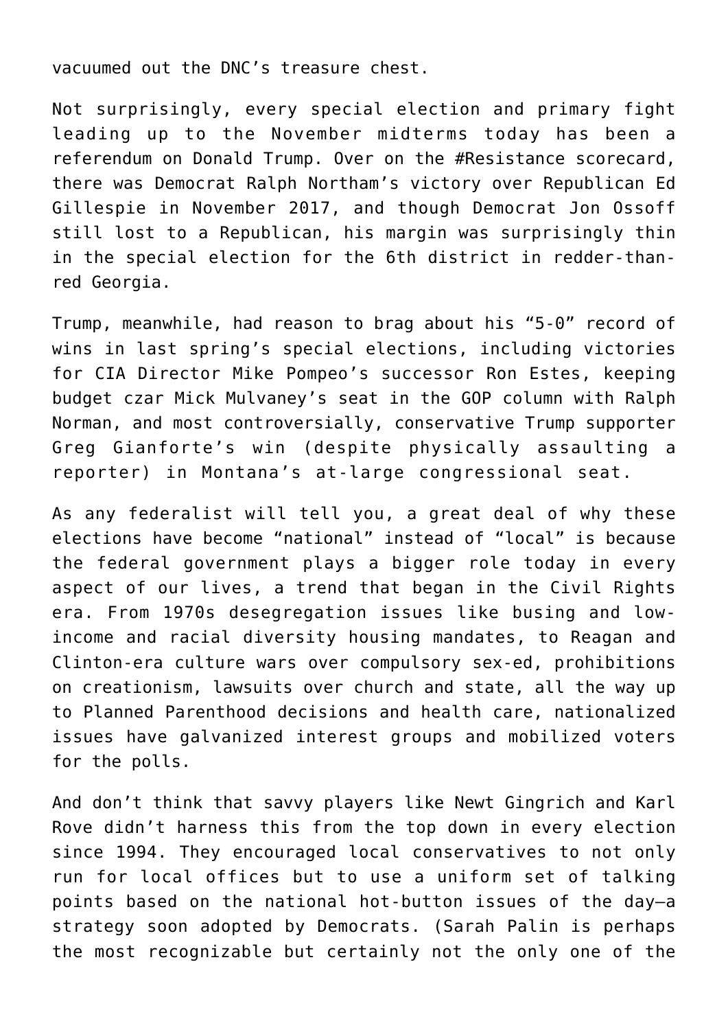vacuumed out the DNC's treasure chest.

Not surprisingly, every special election and primary fight leading up to the November midterms today has been a referendum on Donald Trump. Over on the #Resistance scorecard, there was Democrat Ralph Northam's victory over Republican Ed Gillespie in November 2017, and though Democrat Jon Ossoff still lost to a Republican, his margin was surprisingly thin in the special election for the 6th district in redder-than-red Georgia.

Trump, meanwhile, had reason to brag about his "5-0" record of wins in last spring's special elections, including victories for CIA Director Mike Pompeo's successor Ron Estes, keeping budget czar Mick Mulvaney's seat in the GOP column with Ralph Norman, and most controversially, conservative Trump supporter Greg Gianforte's win (despite physically assaulting a reporter) in Montana's at-large congressional seat.

As any federalist will tell you, a great deal of why these elections have become "national" instead of "local" is because the federal government plays a bigger role today in every aspect of our lives, a trend that began in the Civil Rights era. From 1970s desegregation issues like busing and low-income and racial diversity housing mandates, to Reagan and Clinton-era culture wars over compulsory sex-ed, prohibitions on creationism, lawsuits over church and state, all the way up to Planned Parenthood decisions and health care, nationalized issues have galvanized interest groups and mobilized voters for the polls.

And don't think that savvy players like Newt Gingrich and Karl Rove didn't harness this from the top down in every election since 1994. They encouraged local conservatives to not only run for local offices but to use a uniform set of talking points based on the national hot-button issues of the day—a strategy soon adopted by Democrats. (Sarah Palin is perhaps the most recognizable but certainly not the only one of the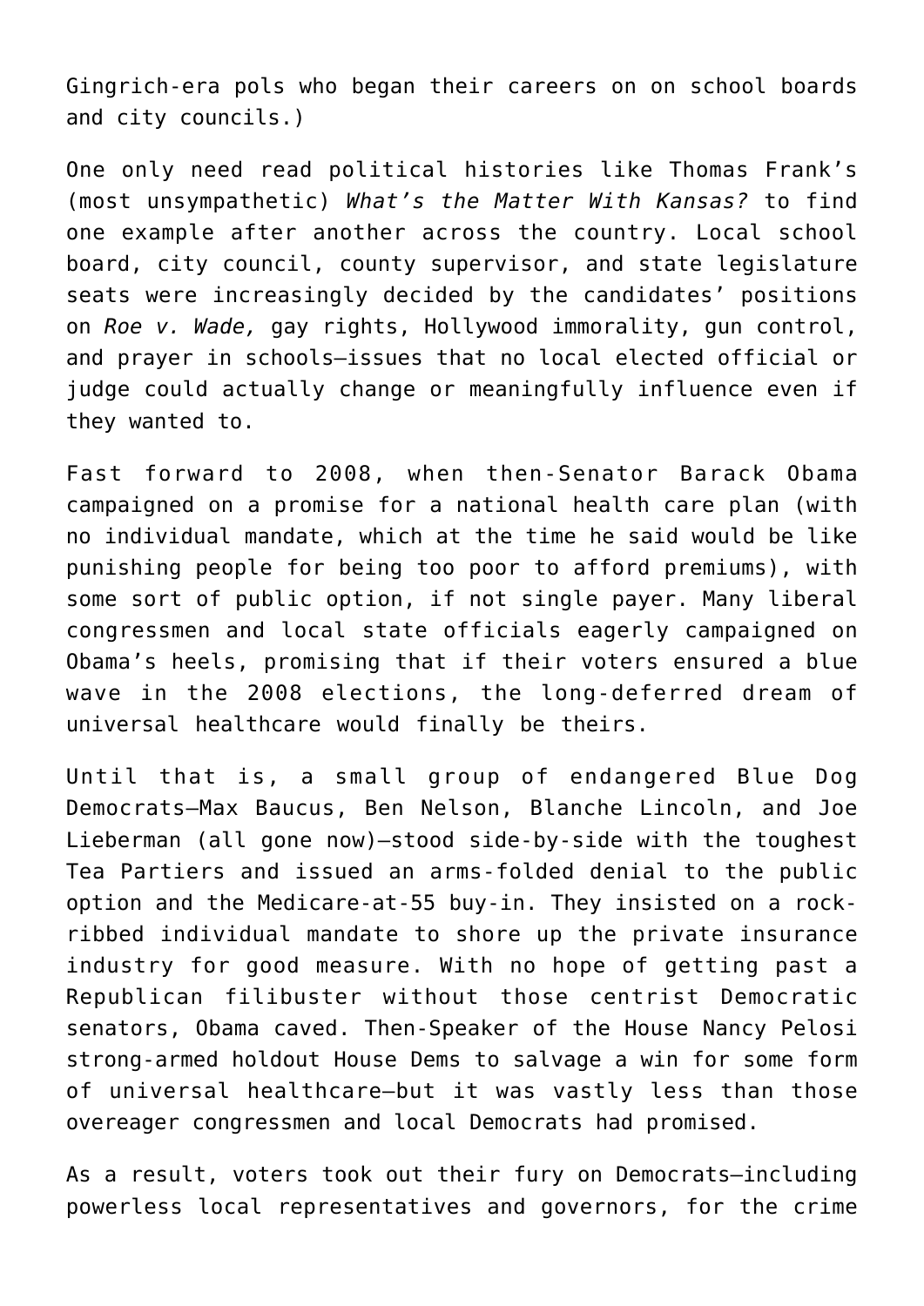Gingrich-era pols who began their careers on on school boards and city councils.)

One only need read political histories like Thomas Frank's (most unsympathetic) *What's the Matter With Kansas?* to find one example after another across the country. Local school board, city council, county supervisor, and state legislature seats were increasingly decided by the candidates' positions on *Roe v. Wade,* gay rights, Hollywood immorality, gun control, and prayer in schools—issues that no local elected official or judge could actually change or meaningfully influence even if they wanted to.

Fast forward to 2008, when then-Senator Barack Obama campaigned on a promise for a national health care plan (with no individual mandate, which at the time he said would be like punishing people for being too poor to afford premiums), with some sort of public option, if not single payer. Many liberal congressmen and local state officials eagerly campaigned on Obama's heels, promising that if their voters ensured a blue wave in the 2008 elections, the long-deferred dream of universal healthcare would finally be theirs.

Until that is, a small group of endangered Blue Dog Democrats—Max Baucus, Ben Nelson, Blanche Lincoln, and Joe Lieberman (all gone now)—stood side-by-side with the toughest Tea Partiers and issued an arms-folded denial to the public option and the Medicare-at-55 buy-in. They insisted on a rock-ribbed individual mandate to shore up the private insurance industry for good measure. With no hope of getting past a Republican filibuster without those centrist Democratic senators, Obama caved. Then-Speaker of the House Nancy Pelosi strong-armed holdout House Dems to salvage a win for some form of universal healthcare—but it was vastly less than those overeager congressmen and local Democrats had promised.

As a result, voters took out their fury on Democrats—including powerless local representatives and governors, for the crime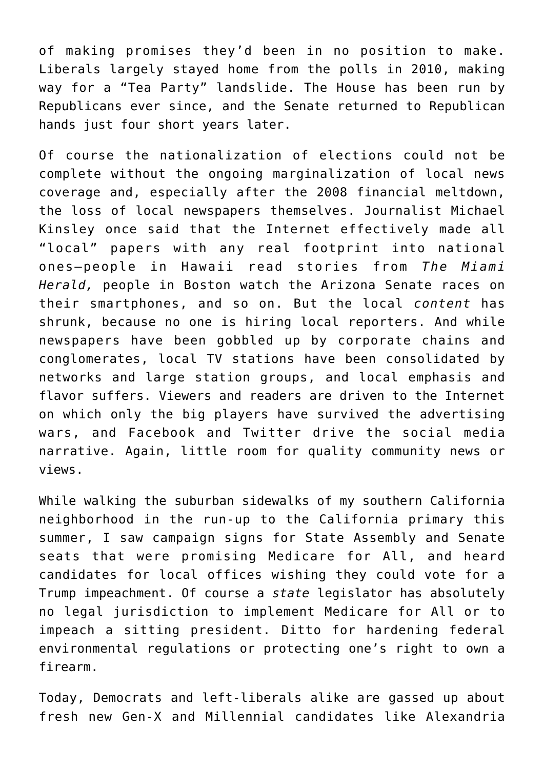of making promises they'd been in no position to make. Liberals largely stayed home from the polls in 2010, making way for a "Tea Party" landslide. The House has been run by Republicans ever since, and the Senate returned to Republican hands just four short years later.

Of course the nationalization of elections could not be complete without the ongoing marginalization of local news coverage and, especially after the 2008 financial meltdown, the loss of local newspapers themselves. Journalist Michael Kinsley once said that the Internet effectively made all "local" papers with any real footprint into national ones—people in Hawaii read stories from *The Miami Herald,* people in Boston watch the Arizona Senate races on their smartphones, and so on. But the local *content* has shrunk, because no one is hiring local reporters. And while newspapers have been gobbled up by corporate chains and conglomerates, local TV stations have been consolidated by networks and large station groups, and local emphasis and flavor suffers. Viewers and readers are driven to the Internet on which only the big players have survived the advertising wars, and Facebook and Twitter drive the social media narrative. Again, little room for quality community news or views.

While walking the suburban sidewalks of my southern California neighborhood in the run-up to the California primary this summer, I saw campaign signs for State Assembly and Senate seats that were promising Medicare for All, and heard candidates for local offices wishing they could vote for a Trump impeachment. Of course a *state* legislator has absolutely no legal jurisdiction to implement Medicare for All or to impeach a sitting president. Ditto for hardening federal environmental regulations or protecting one's right to own a firearm.

Today, Democrats and left-liberals alike are gassed up about fresh new Gen-X and Millennial candidates like Alexandria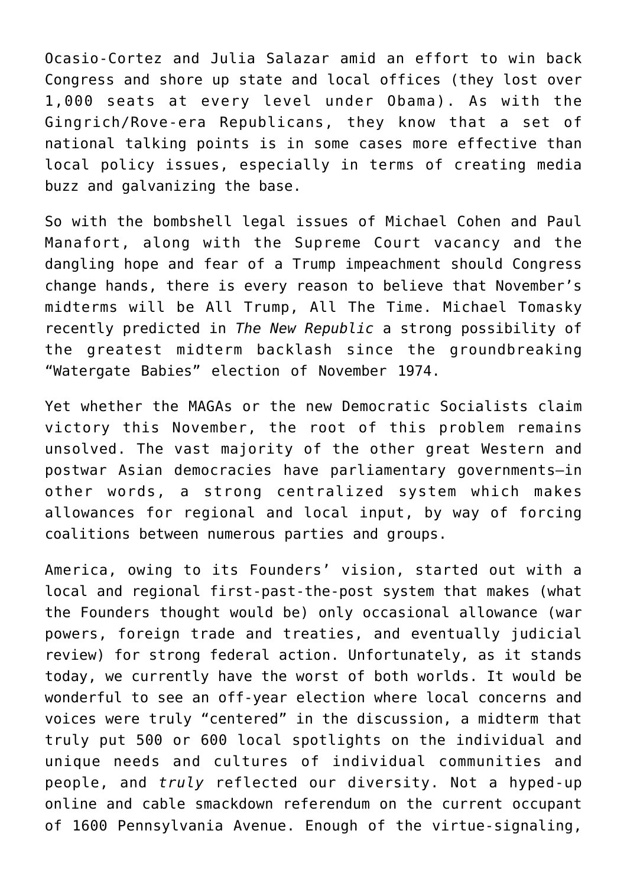Ocasio-Cortez and Julia Salazar amid an effort to win back Congress and shore up state and local offices (they lost over 1,000 seats at every level under Obama). As with the Gingrich/Rove-era Republicans, they know that a set of national talking points is in some cases more effective than local policy issues, especially in terms of creating media buzz and galvanizing the base.

So with the bombshell legal issues of Michael Cohen and Paul Manafort, along with the Supreme Court vacancy and the dangling hope and fear of a Trump impeachment should Congress change hands, there is every reason to believe that November's midterms will be All Trump, All The Time. Michael Tomasky recently predicted in *The New Republic* a strong possibility of the greatest midterm backlash since the groundbreaking "Watergate Babies" election of November 1974.

Yet whether the MAGAs or the new Democratic Socialists claim victory this November, the root of this problem remains unsolved. The vast majority of the other great Western and postwar Asian democracies have parliamentary governments—in other words, a strong centralized system which makes allowances for regional and local input, by way of forcing coalitions between numerous parties and groups.

America, owing to its Founders' vision, started out with a local and regional first-past-the-post system that makes (what the Founders thought would be) only occasional allowance (war powers, foreign trade and treaties, and eventually judicial review) for strong federal action. Unfortunately, as it stands today, we currently have the worst of both worlds. It would be wonderful to see an off-year election where local concerns and voices were truly "centered" in the discussion, a midterm that truly put 500 or 600 local spotlights on the individual and unique needs and cultures of individual communities and people, and *truly* reflected our diversity. Not a hyped-up online and cable smackdown referendum on the current occupant of 1600 Pennsylvania Avenue. Enough of the virtue-signaling,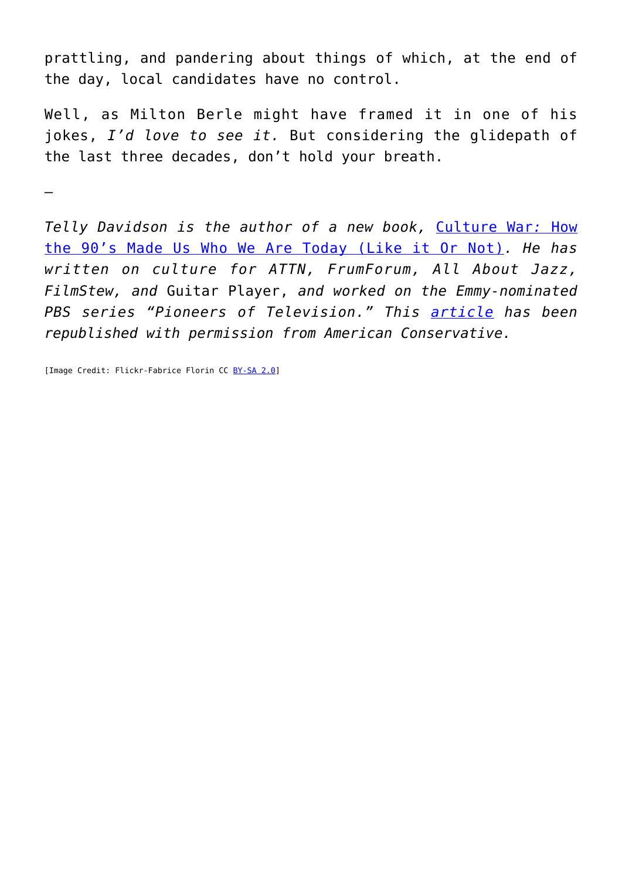prattling, and pandering about things of which, at the end of the day, local candidates have no control.

Well, as Milton Berle might have framed it in one of his jokes, *I'd love to see it.* But considering the glidepath of the last three decades, don't hold your breath.

—

*Telly Davidson is the author of a new book,* Culture War: How the 90's Made Us Who We Are Today (Like it Or Not)*. He has written on culture for ATTN, FrumForum, All About Jazz, FilmStew, and* Guitar Player, *and worked on the Emmy-nominated PBS series "Pioneers of Television." This article has been republished with permission from American Conservative.*

[Image Credit: Flickr-Fabrice Florin CC BY-SA 2.0]